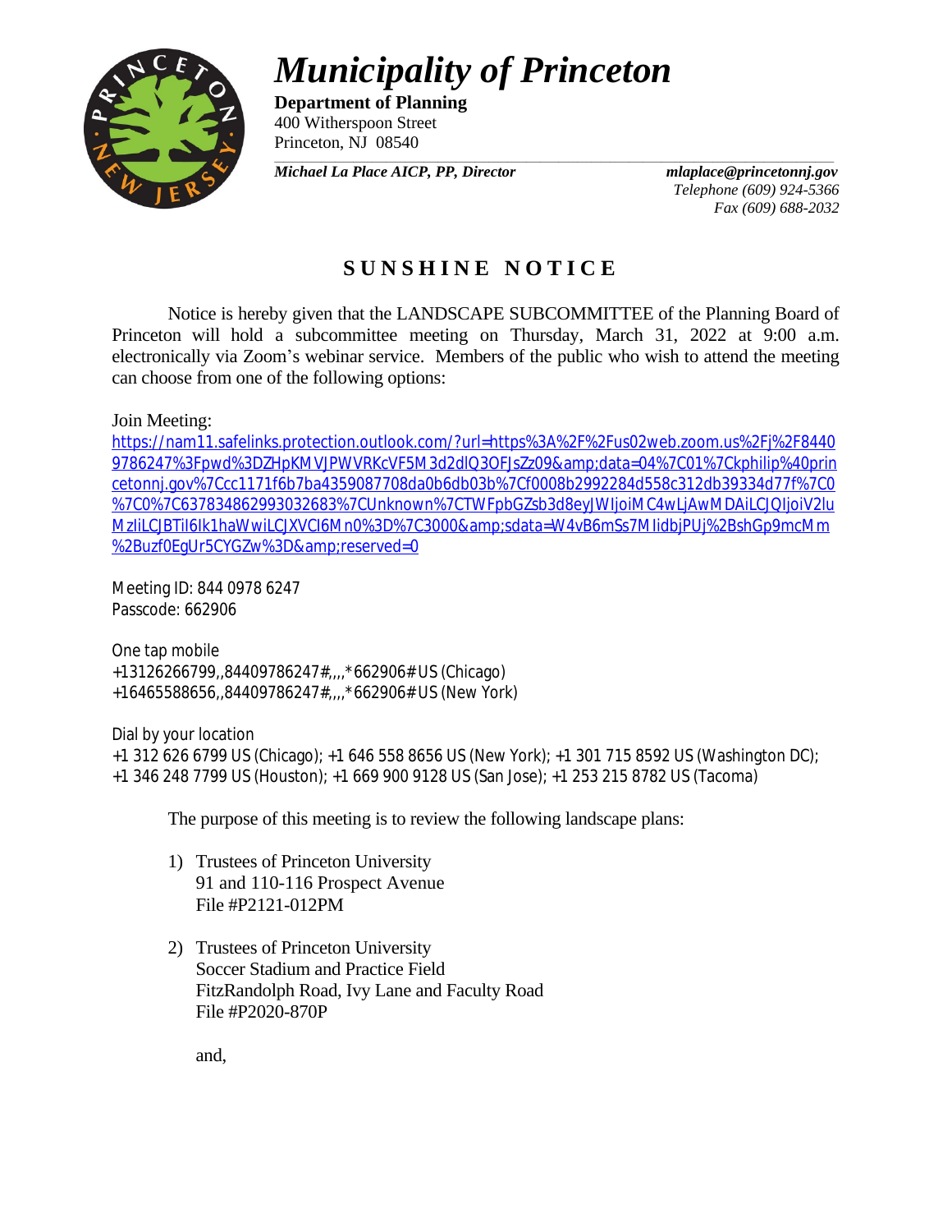# *Municipality of Princeton*

**Department of Planning**
400 Witherspoon Street
Princeton, NJ 08540

***Michael La Place AICP, PP, Director*** ***mlaplace@princetonnj.gov***
*Telephone (609) 924-5366*
*Fax (609) 688-2032*

## SUNSHINE NOTICE

Notice is hereby given that the LANDSCAPE SUBCOMMITTEE of the Planning Board of Princeton will hold a subcommittee meeting on Thursday, March 31, 2022 at 9:00 a.m. electronically via Zoom's webinar service. Members of the public who wish to attend the meeting can choose from one of the following options:

Join Meeting:
https://nam11.safelinks.protection.outlook.com/?url=https%3A%2F%2Fus02web.zoom.us%2Fj%2F84409786247%3Fpwd%3DZHpKMVJPWVRKcVF5M3d2dlQ3OFJsZz09&amp;data=04%7C01%7Ckphilip%40princetonnj.gov%7Ccc1171f6b7ba4359087708da0b6db03b%7Cf0008b2992284d558c312db39334d77f%7C0%7C0%7C637834862993032683%7CUnknown%7CTWFpbGZsb3d8eyJWIjoiMC4wLjAwMDAiLCJQIjoiV2luMzIiLCJBTiI6Ik1haWwiLCJXVCI6Mn0%3D%7C3000&amp;sdata=W4vB6mSs7MIidbjPUj%2BshGp9mcMm%2Buzf0EgUr5CYGZw%3D&amp;reserved=0

Meeting ID: 844 0978 6247
Passcode: 662906

One tap mobile
+13126266799,,84409786247#,,,,*662906# US (Chicago)
+16465588656,,84409786247#,,,,*662906# US (New York)

Dial by your location
+1 312 626 6799 US (Chicago); +1 646 558 8656 US (New York); +1 301 715 8592 US (Washington DC);
+1 346 248 7799 US (Houston); +1 669 900 9128 US (San Jose); +1 253 215 8782 US (Tacoma)

The purpose of this meeting is to review the following landscape plans:

1) Trustees of Princeton University
   91 and 110-116 Prospect Avenue
   File #P2121-012PM

2) Trustees of Princeton University
   Soccer Stadium and Practice Field
   FitzRandolph Road, Ivy Lane and Faculty Road
   File #P2020-870P

   and,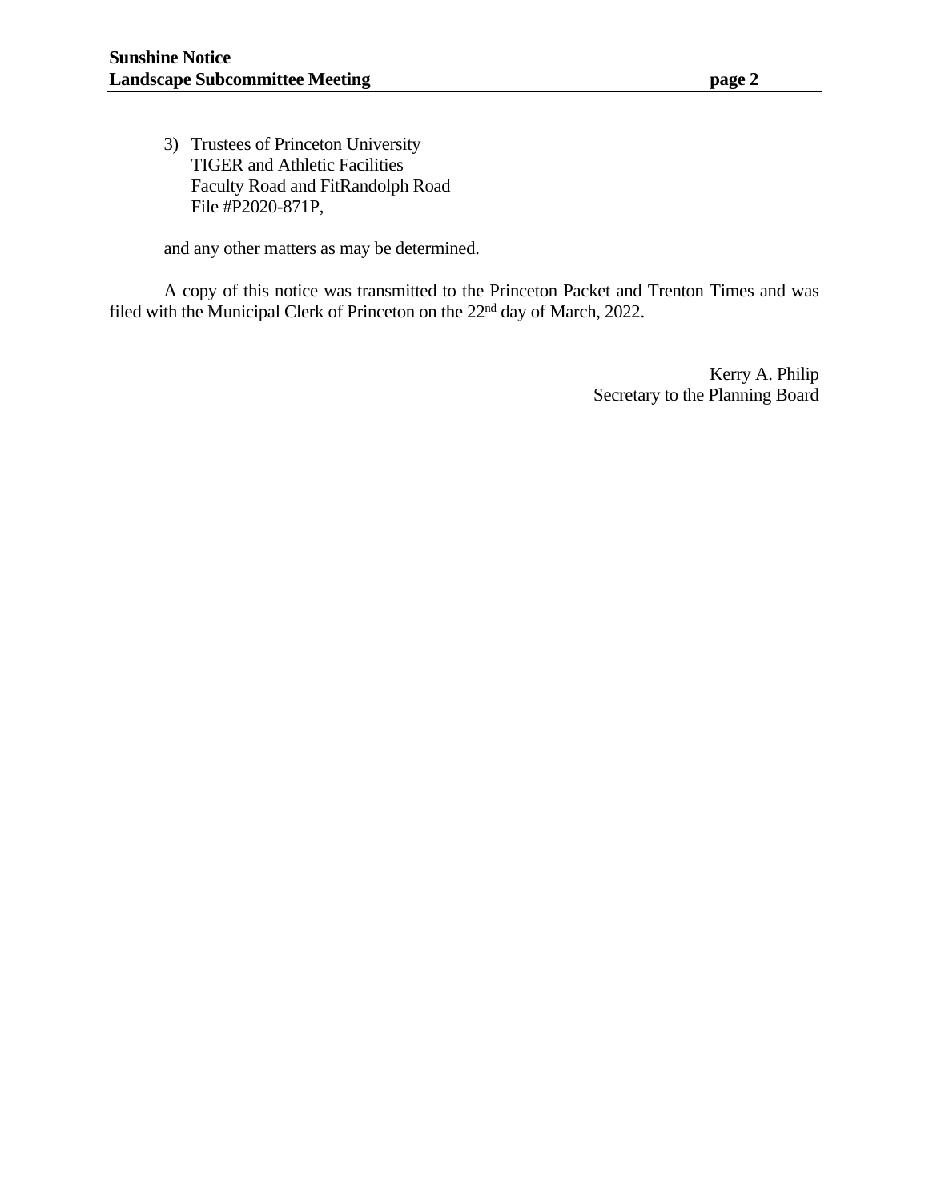3) Trustees of Princeton University
   TIGER and Athletic Facilities
   Faculty Road and FitRandolph Road
   File #P2020-871P,

and any other matters as may be determined.

A copy of this notice was transmitted to the Princeton Packet and Trenton Times and was filed with the Municipal Clerk of Princeton on the 22nd day of March, 2022.

Kerry A. Philip
Secretary to the Planning Board